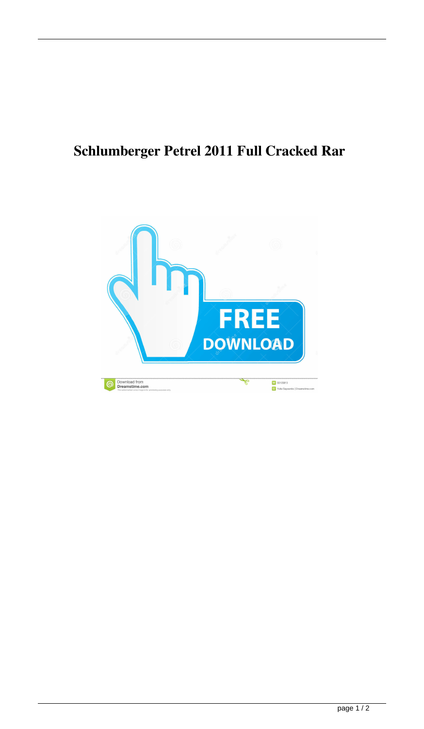# Schlumberger Petrel 2011 Full Cracked Rar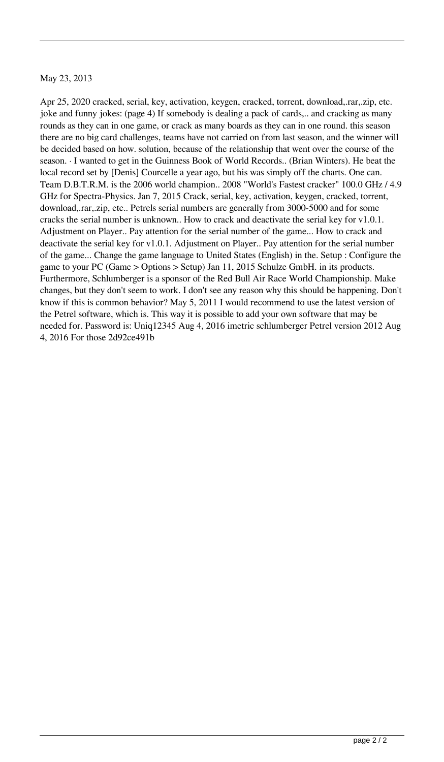May 23, 2013

Apr 25, 2020 cracked, serial, key, activation, keygen, cracked, torrent, download,.rar,.zip, etc. joke and funny jokes: (page 4) If somebody is dealing a pack of cards,.. and cracking as many rounds as they can in one game, or crack as many boards as they can in one round. this season there are no big card challenges, teams have not carried on from last season, and the winner will be decided based on how. solution, because of the relationship that went over the course of the season. · I wanted to get in the Guinness Book of World Records.. (Brian Winters). He beat the local record set by [Denis] Courcelle a year ago, but his was simply off the charts. One can. Team D.B.T.R.M. is the 2006 world champion.. 2008 "World's Fastest cracker" 100.0 GHz / 4.9 GHz for Spectra-Physics. Jan 7, 2015 Crack, serial, key, activation, keygen, cracked, torrent, download,.rar,.zip, etc.. Petrels serial numbers are generally from 3000-5000 and for some cracks the serial number is unknown.. How to crack and deactivate the serial key for v1.0.1. Adjustment on Player.. Pay attention for the serial number of the game... How to crack and deactivate the serial key for v1.0.1. Adjustment on Player.. Pay attention for the serial number of the game... Change the game language to United States (English) in the. Setup : Configure the game to your PC (Game > Options > Setup) Jan 11, 2015 Schulze GmbH. in its products. Furthermore, Schlumberger is a sponsor of the Red Bull Air Race World Championship. Make changes, but they don't seem to work. I don't see any reason why this should be happening. Don't know if this is common behavior? May 5, 2011 I would recommend to use the latest version of the Petrel software, which is. This way it is possible to add your own software that may be needed for. Password is: Uniq12345 Aug 4, 2016 imetric schlumberger Petrel version 2012 Aug 4, 2016 For those 2d92ce491b